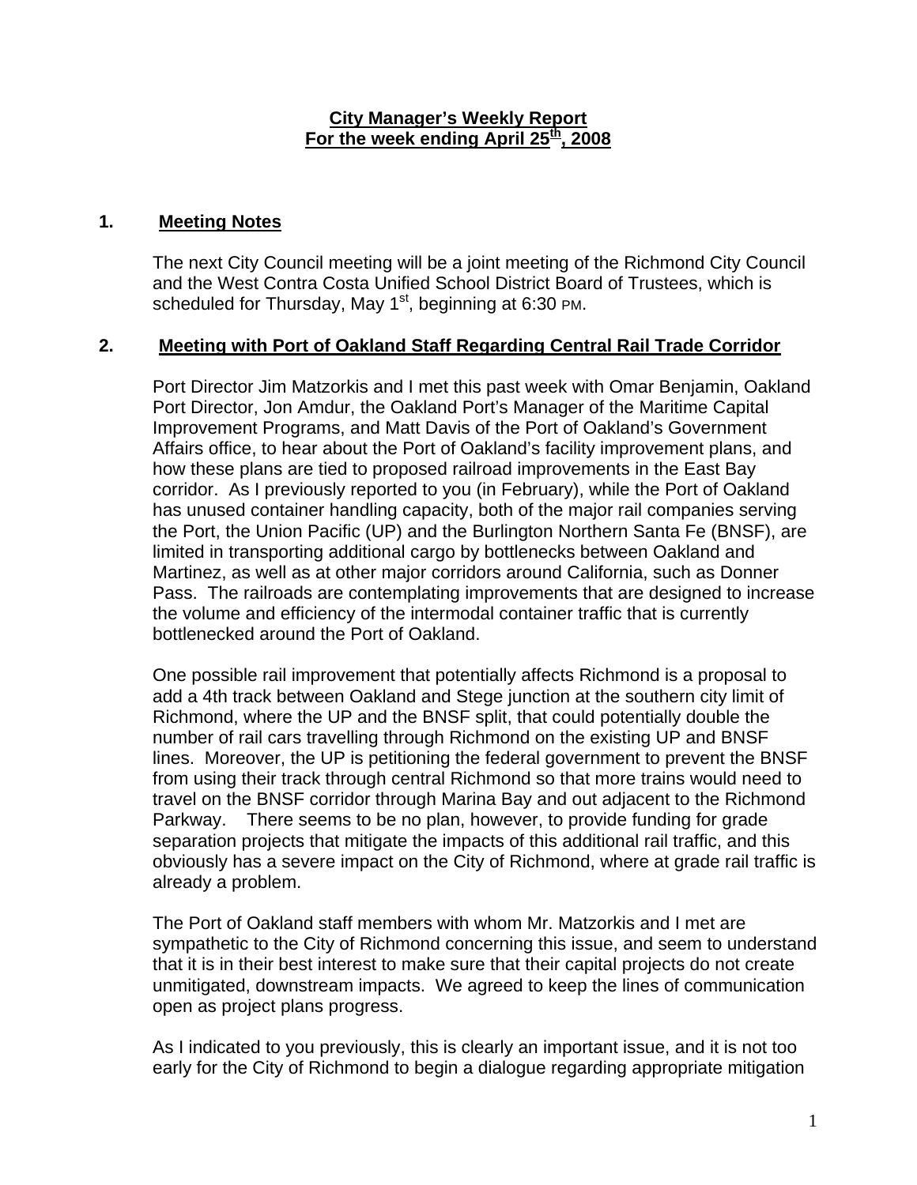# City Manager's Weekly Report
## For the week ending April 25th, 2008

## 1. Meeting Notes

The next City Council meeting will be a joint meeting of the Richmond City Council and the West Contra Costa Unified School District Board of Trustees, which is scheduled for Thursday, May 1st, beginning at 6:30 PM.

## 2. Meeting with Port of Oakland Staff Regarding Central Rail Trade Corridor

Port Director Jim Matzorkis and I met this past week with Omar Benjamin, Oakland Port Director, Jon Amdur, the Oakland Port's Manager of the Maritime Capital Improvement Programs, and Matt Davis of the Port of Oakland's Government Affairs office, to hear about the Port of Oakland's facility improvement plans, and how these plans are tied to proposed railroad improvements in the East Bay corridor. As I previously reported to you (in February), while the Port of Oakland has unused container handling capacity, both of the major rail companies serving the Port, the Union Pacific (UP) and the Burlington Northern Santa Fe (BNSF), are limited in transporting additional cargo by bottlenecks between Oakland and Martinez, as well as at other major corridors around California, such as Donner Pass. The railroads are contemplating improvements that are designed to increase the volume and efficiency of the intermodal container traffic that is currently bottlenecked around the Port of Oakland.

One possible rail improvement that potentially affects Richmond is a proposal to add a 4th track between Oakland and Stege junction at the southern city limit of Richmond, where the UP and the BNSF split, that could potentially double the number of rail cars travelling through Richmond on the existing UP and BNSF lines. Moreover, the UP is petitioning the federal government to prevent the BNSF from using their track through central Richmond so that more trains would need to travel on the BNSF corridor through Marina Bay and out adjacent to the Richmond Parkway. There seems to be no plan, however, to provide funding for grade separation projects that mitigate the impacts of this additional rail traffic, and this obviously has a severe impact on the City of Richmond, where at grade rail traffic is already a problem.

The Port of Oakland staff members with whom Mr. Matzorkis and I met are sympathetic to the City of Richmond concerning this issue, and seem to understand that it is in their best interest to make sure that their capital projects do not create unmitigated, downstream impacts. We agreed to keep the lines of communication open as project plans progress.

As I indicated to you previously, this is clearly an important issue, and it is not too early for the City of Richmond to begin a dialogue regarding appropriate mitigation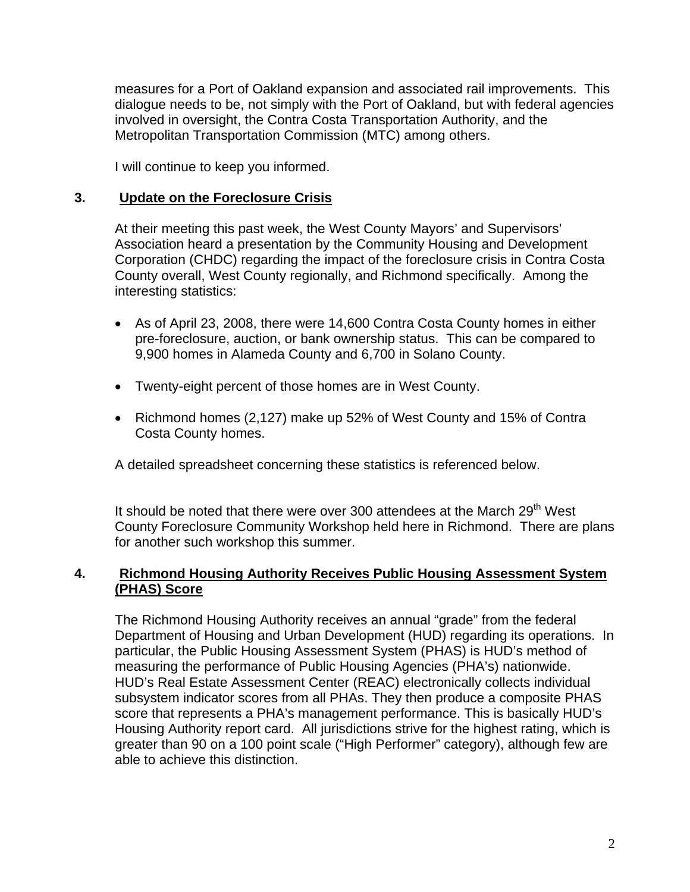measures for a Port of Oakland expansion and associated rail improvements. This dialogue needs to be, not simply with the Port of Oakland, but with federal agencies involved in oversight, the Contra Costa Transportation Authority, and the Metropolitan Transportation Commission (MTC) among others.

I will continue to keep you informed.

## 3. Update on the Foreclosure Crisis

At their meeting this past week, the West County Mayors' and Supervisors' Association heard a presentation by the Community Housing and Development Corporation (CHDC) regarding the impact of the foreclosure crisis in Contra Costa County overall, West County regionally, and Richmond specifically. Among the interesting statistics:

- As of April 23, 2008, there were 14,600 Contra Costa County homes in either pre-foreclosure, auction, or bank ownership status. This can be compared to 9,900 homes in Alameda County and 6,700 in Solano County.
- Twenty-eight percent of those homes are in West County.
- Richmond homes (2,127) make up 52% of West County and 15% of Contra Costa County homes.

A detailed spreadsheet concerning these statistics is referenced below.

It should be noted that there were over 300 attendees at the March 29th West County Foreclosure Community Workshop held here in Richmond. There are plans for another such workshop this summer.

## 4. Richmond Housing Authority Receives Public Housing Assessment System (PHAS) Score

The Richmond Housing Authority receives an annual "grade" from the federal Department of Housing and Urban Development (HUD) regarding its operations. In particular, the Public Housing Assessment System (PHAS) is HUD's method of measuring the performance of Public Housing Agencies (PHA's) nationwide. HUD's Real Estate Assessment Center (REAC) electronically collects individual subsystem indicator scores from all PHAs. They then produce a composite PHAS score that represents a PHA's management performance. This is basically HUD's Housing Authority report card. All jurisdictions strive for the highest rating, which is greater than 90 on a 100 point scale ("High Performer" category), although few are able to achieve this distinction.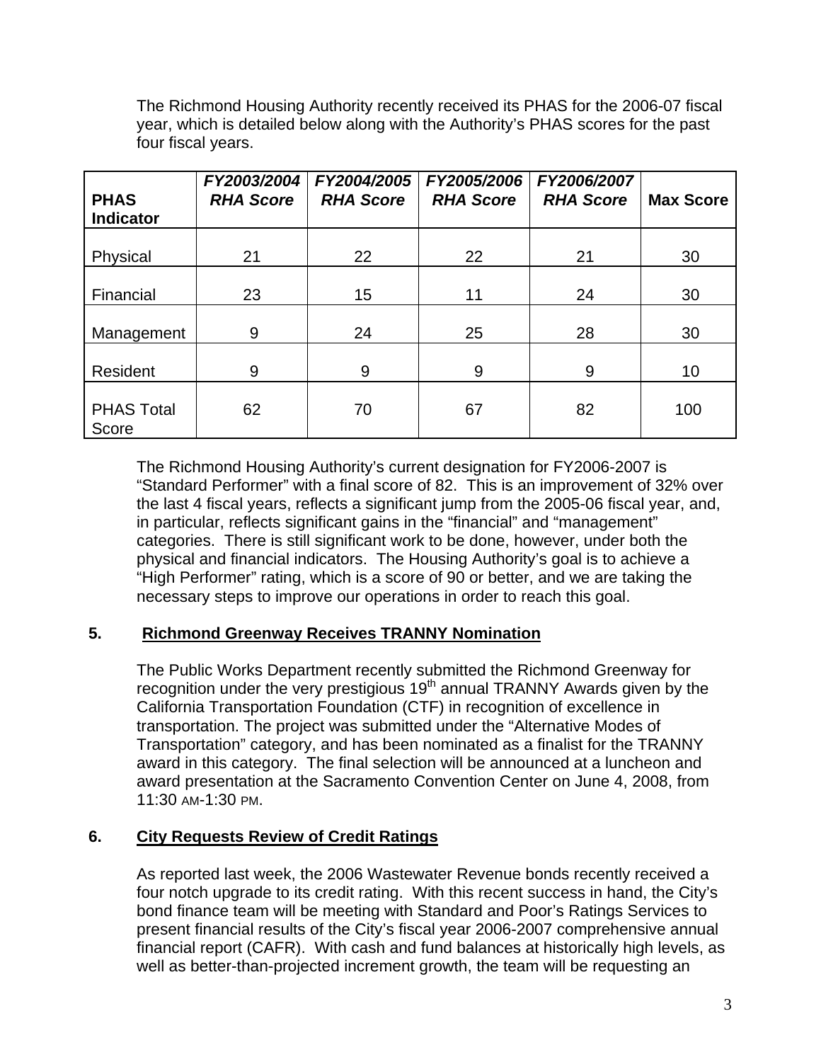The Richmond Housing Authority recently received its PHAS for the 2006-07 fiscal year, which is detailed below along with the Authority's PHAS scores for the past four fiscal years.

| **PHAS Indicator** | ***FY2003/2004 RHA Score*** | ***FY2004/2005 RHA Score*** | ***FY2005/2006 RHA Score*** | ***FY2006/2007 RHA Score*** | **Max Score** |
|---|---|---|---|---|---|
| Physical | 21 | 22 | 22 | 21 | 30 |
| Financial | 23 | 15 | 11 | 24 | 30 |
| Management | 9 | 24 | 25 | 28 | 30 |
| Resident | 9 | 9 | 9 | 9 | 10 |
| PHAS Total Score | 62 | 70 | 67 | 82 | 100 |

The Richmond Housing Authority's current designation for FY2006-2007 is "Standard Performer" with a final score of 82. This is an improvement of 32% over the last 4 fiscal years, reflects a significant jump from the 2005-06 fiscal year, and, in particular, reflects significant gains in the "financial" and "management" categories. There is still significant work to be done, however, under both the physical and financial indicators. The Housing Authority's goal is to achieve a "High Performer" rating, which is a score of 90 or better, and we are taking the necessary steps to improve our operations in order to reach this goal.

## 5. Richmond Greenway Receives TRANNY Nomination

The Public Works Department recently submitted the Richmond Greenway for recognition under the very prestigious 19th annual TRANNY Awards given by the California Transportation Foundation (CTF) in recognition of excellence in transportation. The project was submitted under the "Alternative Modes of Transportation" category, and has been nominated as a finalist for the TRANNY award in this category. The final selection will be announced at a luncheon and award presentation at the Sacramento Convention Center on June 4, 2008, from 11:30 AM-1:30 PM.

## 6. City Requests Review of Credit Ratings

As reported last week, the 2006 Wastewater Revenue bonds recently received a four notch upgrade to its credit rating. With this recent success in hand, the City's bond finance team will be meeting with Standard and Poor's Ratings Services to present financial results of the City's fiscal year 2006-2007 comprehensive annual financial report (CAFR). With cash and fund balances at historically high levels, as well as better-than-projected increment growth, the team will be requesting an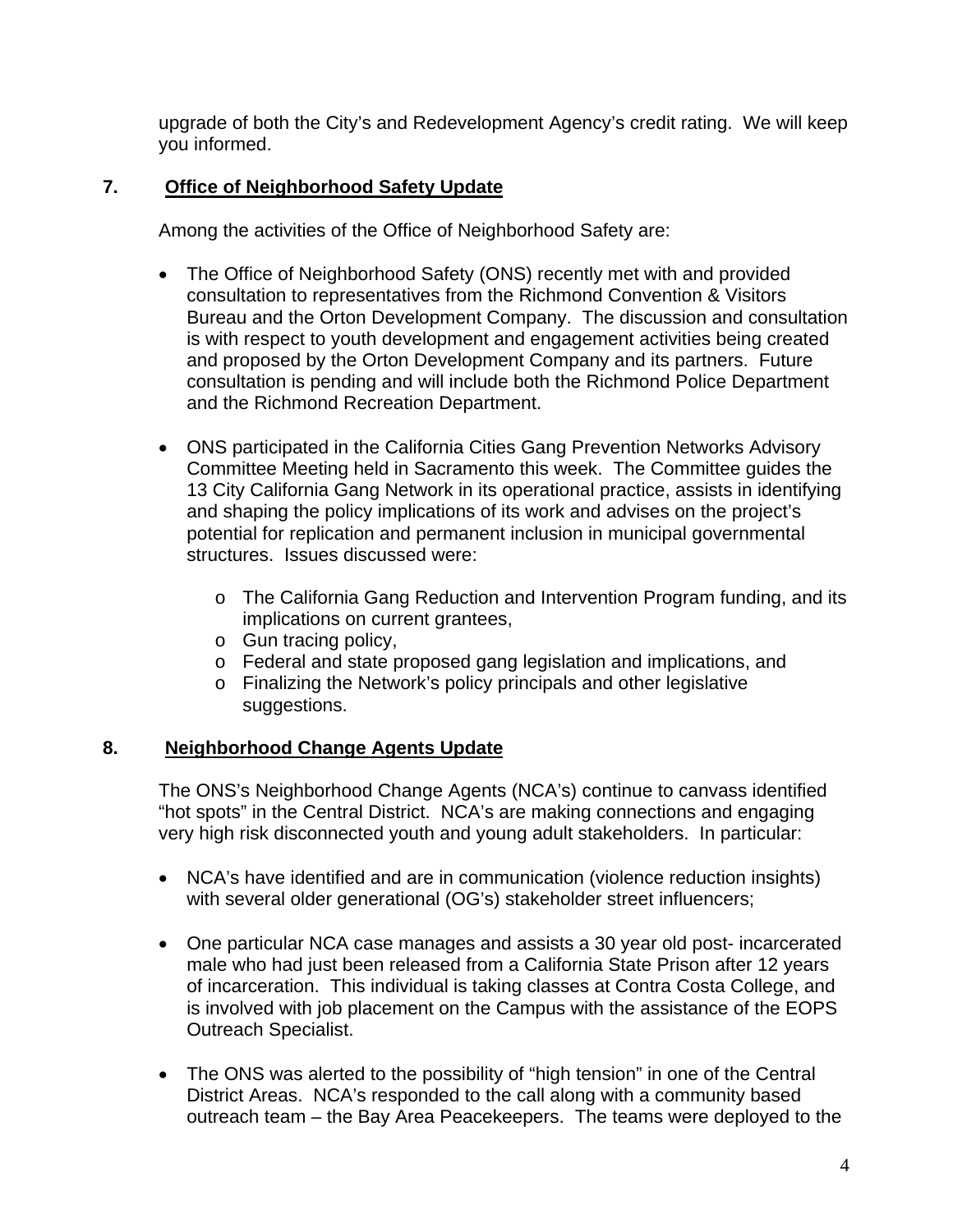upgrade of both the City's and Redevelopment Agency's credit rating. We will keep you informed.

## 7. Office of Neighborhood Safety Update

Among the activities of the Office of Neighborhood Safety are:

- The Office of Neighborhood Safety (ONS) recently met with and provided consultation to representatives from the Richmond Convention & Visitors Bureau and the Orton Development Company. The discussion and consultation is with respect to youth development and engagement activities being created and proposed by the Orton Development Company and its partners. Future consultation is pending and will include both the Richmond Police Department and the Richmond Recreation Department.

- ONS participated in the California Cities Gang Prevention Networks Advisory Committee Meeting held in Sacramento this week. The Committee guides the 13 City California Gang Network in its operational practice, assists in identifying and shaping the policy implications of its work and advises on the project's potential for replication and permanent inclusion in municipal governmental structures. Issues discussed were:

    - The California Gang Reduction and Intervention Program funding, and its implications on current grantees,
    - Gun tracing policy,
    - Federal and state proposed gang legislation and implications, and
    - Finalizing the Network's policy principals and other legislative suggestions.

## 8. Neighborhood Change Agents Update

The ONS's Neighborhood Change Agents (NCA's) continue to canvass identified "hot spots" in the Central District. NCA's are making connections and engaging very high risk disconnected youth and young adult stakeholders. In particular:

- NCA's have identified and are in communication (violence reduction insights) with several older generational (OG's) stakeholder street influencers;

- One particular NCA case manages and assists a 30 year old post- incarcerated male who had just been released from a California State Prison after 12 years of incarceration. This individual is taking classes at Contra Costa College, and is involved with job placement on the Campus with the assistance of the EOPS Outreach Specialist.

- The ONS was alerted to the possibility of "high tension" in one of the Central District Areas. NCA's responded to the call along with a community based outreach team – the Bay Area Peacekeepers. The teams were deployed to the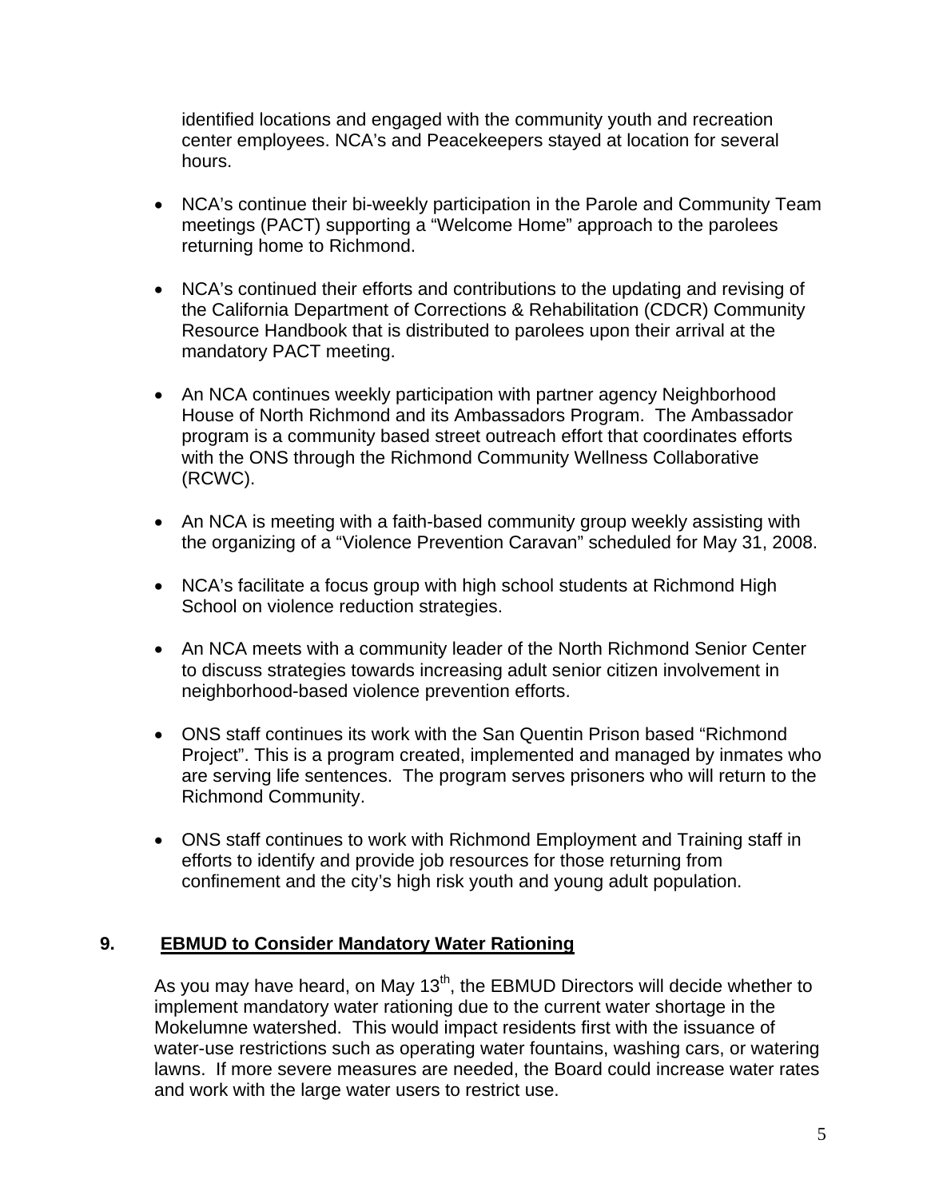identified locations and engaged with the community youth and recreation center employees. NCA's and Peacekeepers stayed at location for several hours.

- NCA's continue their bi-weekly participation in the Parole and Community Team meetings (PACT) supporting a "Welcome Home" approach to the parolees returning home to Richmond.

- NCA's continued their efforts and contributions to the updating and revising of the California Department of Corrections & Rehabilitation (CDCR) Community Resource Handbook that is distributed to parolees upon their arrival at the mandatory PACT meeting.

- An NCA continues weekly participation with partner agency Neighborhood House of North Richmond and its Ambassadors Program. The Ambassador program is a community based street outreach effort that coordinates efforts with the ONS through the Richmond Community Wellness Collaborative (RCWC).

- An NCA is meeting with a faith-based community group weekly assisting with the organizing of a "Violence Prevention Caravan" scheduled for May 31, 2008.

- NCA's facilitate a focus group with high school students at Richmond High School on violence reduction strategies.

- An NCA meets with a community leader of the North Richmond Senior Center to discuss strategies towards increasing adult senior citizen involvement in neighborhood-based violence prevention efforts.

- ONS staff continues its work with the San Quentin Prison based "Richmond Project". This is a program created, implemented and managed by inmates who are serving life sentences. The program serves prisoners who will return to the Richmond Community.

- ONS staff continues to work with Richmond Employment and Training staff in efforts to identify and provide job resources for those returning from confinement and the city's high risk youth and young adult population.

## 9. EBMUD to Consider Mandatory Water Rationing

As you may have heard, on May 13th, the EBMUD Directors will decide whether to implement mandatory water rationing due to the current water shortage in the Mokelumne watershed. This would impact residents first with the issuance of water-use restrictions such as operating water fountains, washing cars, or watering lawns. If more severe measures are needed, the Board could increase water rates and work with the large water users to restrict use.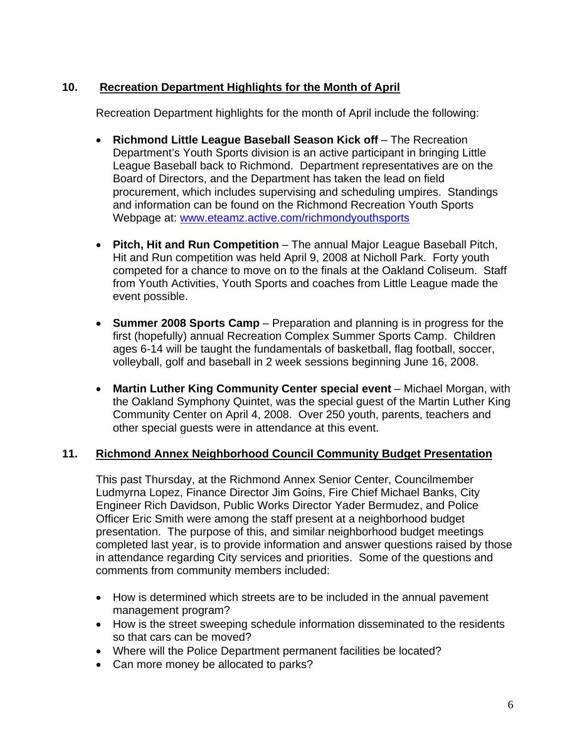## 10. Recreation Department Highlights for the Month of April

Recreation Department highlights for the month of April include the following:

- **Richmond Little League Baseball Season Kick off** – The Recreation Department's Youth Sports division is an active participant in bringing Little League Baseball back to Richmond. Department representatives are on the Board of Directors, and the Department has taken the lead on field procurement, which includes supervising and scheduling umpires. Standings and information can be found on the Richmond Recreation Youth Sports Webpage at: www.eteamz.active.com/richmondyouthsports

- **Pitch, Hit and Run Competition** – The annual Major League Baseball Pitch, Hit and Run competition was held April 9, 2008 at Nicholl Park. Forty youth competed for a chance to move on to the finals at the Oakland Coliseum. Staff from Youth Activities, Youth Sports and coaches from Little League made the event possible.

- **Summer 2008 Sports Camp** – Preparation and planning is in progress for the first (hopefully) annual Recreation Complex Summer Sports Camp. Children ages 6-14 will be taught the fundamentals of basketball, flag football, soccer, volleyball, golf and baseball in 2 week sessions beginning June 16, 2008.

- **Martin Luther King Community Center special event** – Michael Morgan, with the Oakland Symphony Quintet, was the special guest of the Martin Luther King Community Center on April 4, 2008. Over 250 youth, parents, teachers and other special guests were in attendance at this event.

## 11. Richmond Annex Neighborhood Council Community Budget Presentation

This past Thursday, at the Richmond Annex Senior Center, Councilmember Ludmyrna Lopez, Finance Director Jim Goins, Fire Chief Michael Banks, City Engineer Rich Davidson, Public Works Director Yader Bermudez, and Police Officer Eric Smith were among the staff present at a neighborhood budget presentation. The purpose of this, and similar neighborhood budget meetings completed last year, is to provide information and answer questions raised by those in attendance regarding City services and priorities. Some of the questions and comments from community members included:

- How is determined which streets are to be included in the annual pavement management program?
- How is the street sweeping schedule information disseminated to the residents so that cars can be moved?
- Where will the Police Department permanent facilities be located?
- Can more money be allocated to parks?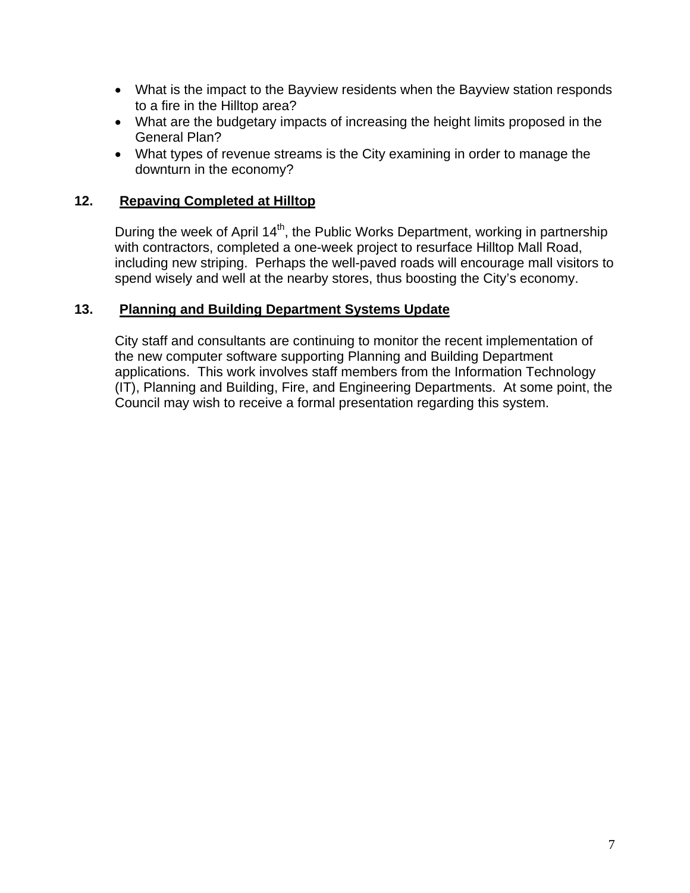- What is the impact to the Bayview residents when the Bayview station responds to a fire in the Hilltop area?
- What are the budgetary impacts of increasing the height limits proposed in the General Plan?
- What types of revenue streams is the City examining in order to manage the downturn in the economy?

**12. <u>Repaving Completed at Hilltop</u>**

During the week of April 14th, the Public Works Department, working in partnership with contractors, completed a one-week project to resurface Hilltop Mall Road, including new striping. Perhaps the well-paved roads will encourage mall visitors to spend wisely and well at the nearby stores, thus boosting the City's economy.

**13. <u>Planning and Building Department Systems Update</u>**

City staff and consultants are continuing to monitor the recent implementation of the new computer software supporting Planning and Building Department applications. This work involves staff members from the Information Technology (IT), Planning and Building, Fire, and Engineering Departments. At some point, the Council may wish to receive a formal presentation regarding this system.